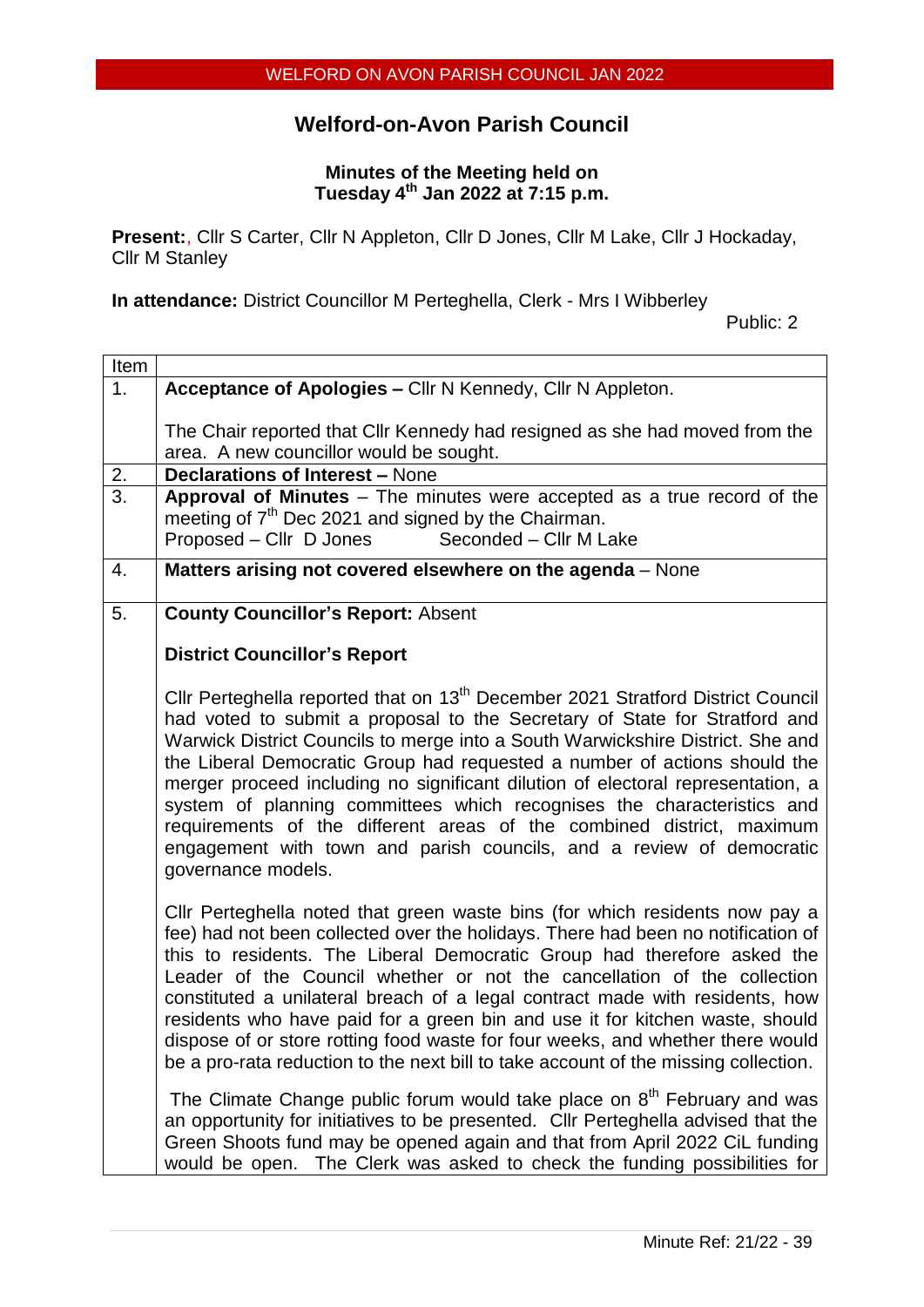# Welford-on-Avon Parish Council

**Minutes of the Meeting held on Tuesday 4th Jan 2022 at 7:15 p.m.**

**Present:**, Cllr S Carter, Cllr N Appleton, Cllr D Jones, Cllr M Lake, Cllr J Hockaday, Cllr M Stanley

**In attendance:** District Councillor M Perteghella, Clerk - Mrs I Wibberley

Public: 2

| Item | |
|---|---|
| 1. | **Acceptance of Apologies –** Cllr N Kennedy, Cllr N Appleton.<br><br>The Chair reported that Cllr Kennedy had resigned as she had moved from the area. A new councillor would be sought. |
| 2. | **Declarations of Interest –** None |
| 3. | **Approval of Minutes** – The minutes were accepted as a true record of the meeting of 7th Dec 2021 and signed by the Chairman.<br>Proposed – Cllr D Jones Seconded – Cllr M Lake |
| 4. | **Matters arising not covered elsewhere on the agenda** – None |
| 5. | **County Councillor's Report:** Absent<br><br>**District Councillor's Report**<br><br>Cllr Perteghella reported that on 13th December 2021 Stratford District Council had voted to submit a proposal to the Secretary of State for Stratford and Warwick District Councils to merge into a South Warwickshire District. She and the Liberal Democratic Group had requested a number of actions should the merger proceed including no significant dilution of electoral representation, a system of planning committees which recognises the characteristics and requirements of the different areas of the combined district, maximum engagement with town and parish councils, and a review of democratic governance models.<br><br>Cllr Perteghella noted that green waste bins (for which residents now pay a fee) had not been collected over the holidays. There had been no notification of this to residents. The Liberal Democratic Group had therefore asked the Leader of the Council whether or not the cancellation of the collection constituted a unilateral breach of a legal contract made with residents, how residents who have paid for a green bin and use it for kitchen waste, should dispose of or store rotting food waste for four weeks, and whether there would be a pro-rata reduction to the next bill to take account of the missing collection.<br><br>The Climate Change public forum would take place on 8th February and was an opportunity for initiatives to be presented. Cllr Perteghella advised that the Green Shoots fund may be opened again and that from April 2022 CiL funding would be open. The Clerk was asked to check the funding possibilities for |

Minute Ref: 21/22 - 39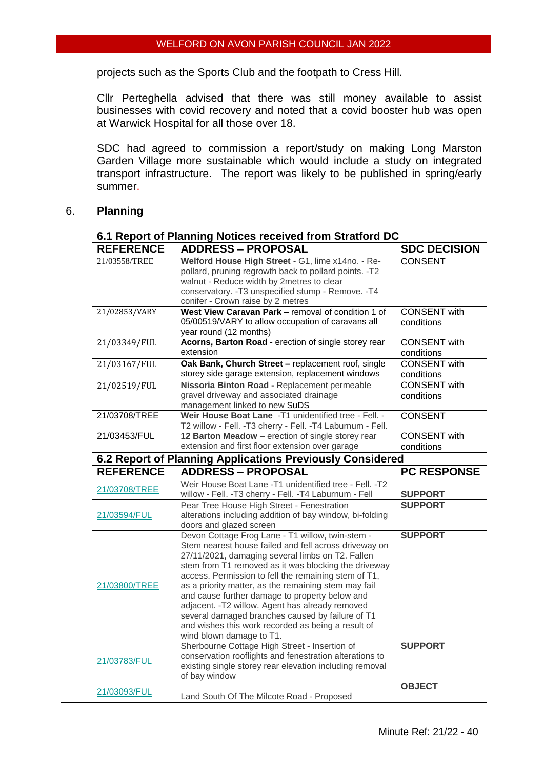projects such as the Sports Club and the footpath to Cress Hill.

Cllr Perteghella advised that there was still money available to assist businesses with covid recovery and noted that a covid booster hub was open at Warwick Hospital for all those over 18.

SDC had agreed to commission a report/study on making Long Marston Garden Village more sustainable which would include a study on integrated transport infrastructure. The report was likely to be published in spring/early summer.

6. **Planning**

**6.1 Report of Planning Notices received from Stratford DC**

| REFERENCE | ADDRESS – PROPOSAL | SDC DECISION |
|---|---|---|
| 21/03558/TREE | **Welford House High Street** - G1, lime x14no. - Re-pollard, pruning regrowth back to pollard points. -T2 walnut - Reduce width by 2metres to clear conservatory. -T3 unspecified stump - Remove. -T4 conifer - Crown raise by 2 metres | CONSENT |
| 21/02853/VARY | **West View Caravan Park –** removal of condition 1 of 05/00519/VARY to allow occupation of caravans all year round (12 months) | CONSENT with conditions |
| 21/03349/FUL | **Acorns, Barton Road** - erection of single storey rear extension | CONSENT with conditions |
| 21/03167/FUL | **Oak Bank, Church Street –** replacement roof, single storey side garage extension, replacement windows | CONSENT with conditions |
| 21/02519/FUL | **Nissoria Binton Road -** Replacement permeable gravel driveway and associated drainage management linked to new SuDS | CONSENT with conditions |
| 21/03708/TREE | **Weir House Boat Lane** -T1 unidentified tree - Fell. -T2 willow - Fell. -T3 cherry - Fell. -T4 Laburnum - Fell. | CONSENT |
| 21/03453/FUL | **12 Barton Meadow** – erection of single storey rear extension and first floor extension over garage | CONSENT with conditions |

**6.2 Report of Planning Applications Previously Considered**

| REFERENCE | ADDRESS – PROPOSAL | PC RESPONSE |
|---|---|---|
| 21/03708/TREE | Weir House Boat Lane -T1 unidentified tree - Fell. -T2 willow - Fell. -T3 cherry - Fell. -T4 Laburnum - Fell | **SUPPORT** |
| 21/03594/FUL | Pear Tree House High Street - Fenestration alterations including addition of bay window, bi-folding doors and glazed screen | **SUPPORT** |
| 21/03800/TREE | Devon Cottage Frog Lane - T1 willow, twin-stem - Stem nearest house failed and fell across driveway on 27/11/2021, damaging several limbs on T2. Fallen stem from T1 removed as it was blocking the driveway access. Permission to fell the remaining stem of T1, as a priority matter, as the remaining stem may fail and cause further damage to property below and adjacent. -T2 willow. Agent has already removed several damaged branches caused by failure of T1 and wishes this work recorded as being a result of wind blown damage to T1. | **SUPPORT** |
| 21/03783/FUL | Sherbourne Cottage High Street - Insertion of conservation rooflights and fenestration alterations to existing single storey rear elevation including removal of bay window | **SUPPORT** |
| 21/03093/FUL | Land South Of The Milcote Road - Proposed | **OBJECT** |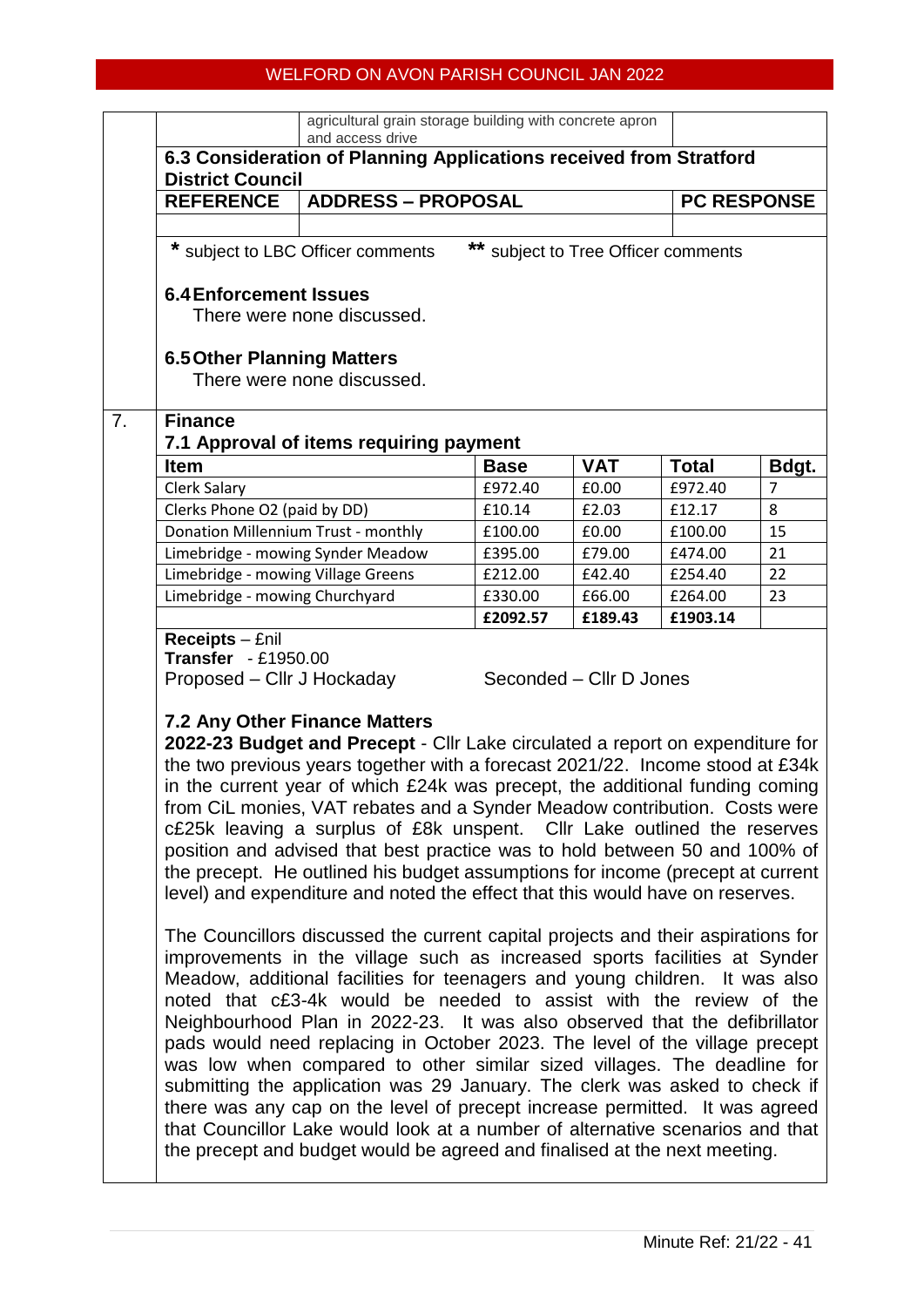| | agricultural grain storage building with concrete apron and access drive | |
|---|---|---|

**6.3 Consideration of Planning Applications received from Stratford District Council**

| REFERENCE | ADDRESS – PROPOSAL | PC RESPONSE |
|---|---|---|
| | | |

\* subject to LBC Officer comments   ** subject to Tree Officer comments

**6.4 Enforcement Issues**

There were none discussed.

**6.5 Other Planning Matters**

There were none discussed.

## 7. Finance

**7.1 Approval of items requiring payment**

| Item | Base | VAT | Total | Bdgt. |
|---|---|---|---|---|
| Clerk Salary | £972.40 | £0.00 | £972.40 | 7 |
| Clerks Phone O2 (paid by DD) | £10.14 | £2.03 | £12.17 | 8 |
| Donation Millennium Trust - monthly | £100.00 | £0.00 | £100.00 | 15 |
| Limebridge - mowing Synder Meadow | £395.00 | £79.00 | £474.00 | 21 |
| Limebridge - mowing Village Greens | £212.00 | £42.40 | £254.40 | 22 |
| Limebridge - mowing Churchyard | £330.00 | £66.00 | £264.00 | 23 |
| | £2092.57 | £189.43 | £1903.14 | |

**Receipts** – £nil
**Transfer** - £1950.00
Proposed – Cllr J Hockaday   Seconded – Cllr D Jones

**7.2 Any Other Finance Matters**

**2022-23 Budget and Precept** - Cllr Lake circulated a report on expenditure for the two previous years together with a forecast 2021/22. Income stood at £34k in the current year of which £24k was precept, the additional funding coming from CiL monies, VAT rebates and a Synder Meadow contribution. Costs were c£25k leaving a surplus of £8k unspent. Cllr Lake outlined the reserves position and advised that best practice was to hold between 50 and 100% of the precept. He outlined his budget assumptions for income (precept at current level) and expenditure and noted the effect that this would have on reserves.

The Councillors discussed the current capital projects and their aspirations for improvements in the village such as increased sports facilities at Synder Meadow, additional facilities for teenagers and young children. It was also noted that c£3-4k would be needed to assist with the review of the Neighbourhood Plan in 2022-23. It was also observed that the defibrillator pads would need replacing in October 2023. The level of the village precept was low when compared to other similar sized villages. The deadline for submitting the application was 29 January. The clerk was asked to check if there was any cap on the level of precept increase permitted. It was agreed that Councillor Lake would look at a number of alternative scenarios and that the precept and budget would be agreed and finalised at the next meeting.

Minute Ref: 21/22 - 41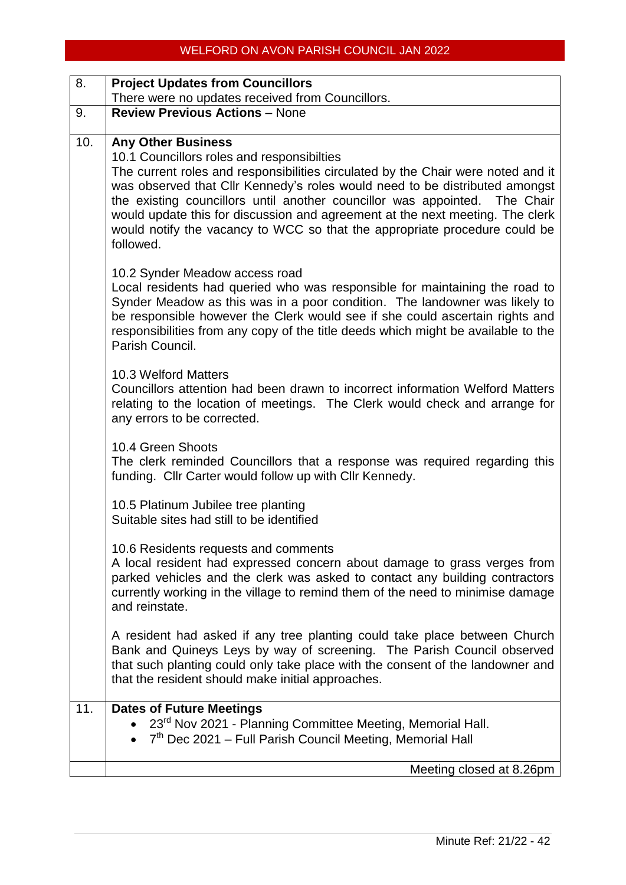| | |
|---|---|
| 8. | **Project Updates from Councillors**<br>There were no updates received from Councillors. |
| 9. | **Review Previous Actions** – None |
| 10. | **Any Other Business**<br>10.1 Councillors roles and responsibilties<br>The current roles and responsibilities circulated by the Chair were noted and it was observed that Cllr Kennedy's roles would need to be distributed amongst the existing councillors until another councillor was appointed. The Chair would update this for discussion and agreement at the next meeting. The clerk would notify the vacancy to WCC so that the appropriate procedure could be followed.<br><br>10.2 Synder Meadow access road<br>Local residents had queried who was responsible for maintaining the road to Synder Meadow as this was in a poor condition. The landowner was likely to be responsible however the Clerk would see if she could ascertain rights and responsibilities from any copy of the title deeds which might be available to the Parish Council.<br><br>10.3 Welford Matters<br>Councillors attention had been drawn to incorrect information Welford Matters relating to the location of meetings. The Clerk would check and arrange for any errors to be corrected.<br><br>10.4 Green Shoots<br>The clerk reminded Councillors that a response was required regarding this funding. Cllr Carter would follow up with Cllr Kennedy.<br><br>10.5 Platinum Jubilee tree planting<br>Suitable sites had still to be identified<br><br>10.6 Residents requests and comments<br>A local resident had expressed concern about damage to grass verges from parked vehicles and the clerk was asked to contact any building contractors currently working in the village to remind them of the need to minimise damage and reinstate.<br><br>A resident had asked if any tree planting could take place between Church Bank and Quineys Leys by way of screening. The Parish Council observed that such planting could only take place with the consent of the landowner and that the resident should make initial approaches. |
| 11. | **Dates of Future Meetings**<br>• 23rd Nov 2021 - Planning Committee Meeting, Memorial Hall.<br>• 7th Dec 2021 – Full Parish Council Meeting, Memorial Hall |
| | Meeting closed at 8.26pm |

Minute Ref: 21/22 - 42